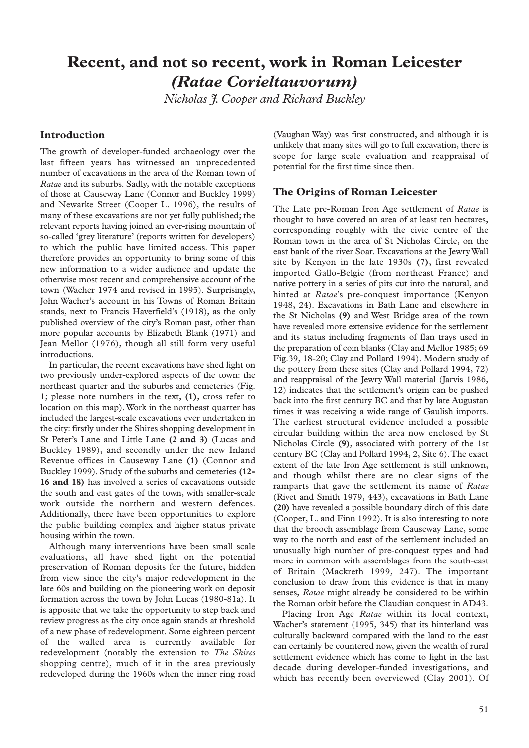# Recent, and not so recent, work in Roman Leicester *(Ratae Corieltauvorum)*

*Nicholas J. Cooper and Richard Buckley*

## Introduction

The growth of developer-funded archaeology over the last fifteen years has witnessed an unprecedented number of excavations in the area of the Roman town of *Ratae* and its suburbs. Sadly, with the notable exceptions of those at Causeway Lane (Connor and Buckley 1999) and Newarke Street (Cooper L. 1996), the results of many of these excavations are not yet fully published; the relevant reports having joined an ever-rising mountain of so-called 'grey literature' (reports written for developers) to which the public have limited access. This paper therefore provides an opportunity to bring some of this new information to a wider audience and update the otherwise most recent and comprehensive account of the town (Wacher 1974 and revised in 1995). Surprisingly, John Wacher's account in his Towns of Roman Britain stands, next to Francis Haverfield's (1918), as the only published overview of the city's Roman past, other than more popular accounts by Elizabeth Blank (1971) and Jean Mellor (1976), though all still form very useful introductions.

In particular, the recent excavations have shed light on two previously under-explored aspects of the town: the northeast quarter and the suburbs and cemeteries (Fig. 1; please note numbers in the text, **(1)**, cross refer to location on this map). Work in the northeast quarter has included the largest-scale excavations ever undertaken in the city: firstly under the Shires shopping development in St Peter's Lane and Little Lane **(2 and 3)** (Lucas and Buckley 1989), and secondly under the new Inland Revenue offices in Causeway Lane **(1)** (Connor and Buckley 1999). Study of the suburbs and cemeteries **(12-16 and 18)** has involved a series of excavations outside the south and east gates of the town, with smaller-scale work outside the northern and western defences. Additionally, there have been opportunities to explore the public building complex and higher status private housing within the town.

Although many interventions have been small scale evaluations, all have shed light on the potential preservation of Roman deposits for the future, hidden from view since the city's major redevelopment in the late 60s and building on the pioneering work on deposit formation across the town by John Lucas (1980-81a). It is apposite that we take the opportunity to step back and review progress as the city once again stands at threshold of a new phase of redevelopment. Some eighteen percent of the walled area is currently available for redevelopment (notably the extension to *The Shires* shopping centre), much of it in the area previously redeveloped during the 1960s when the inner ring road (Vaughan Way) was first constructed, and although it is unlikely that many sites will go to full excavation, there is scope for large scale evaluation and reappraisal of potential for the first time since then.

## The Origins of Roman Leicester

The Late pre-Roman Iron Age settlement of *Ratae* is thought to have covered an area of at least ten hectares, corresponding roughly with the civic centre of the Roman town in the area of St Nicholas Circle, on the east bank of the river Soar. Excavations at the Jewry Wall site by Kenyon in the late 1930s **(7)**, first revealed imported Gallo-Belgic (from northeast France) and native pottery in a series of pits cut into the natural, and hinted at *Ratae*'s pre-conquest importance (Kenyon 1948, 24). Excavations in Bath Lane and elsewhere in the St Nicholas **(9)** and West Bridge area of the town have revealed more extensive evidence for the settlement and its status including fragments of flan trays used in the preparation of coin blanks (Clay and Mellor 1985; 69 Fig.39, 18-20; Clay and Pollard 1994). Modern study of the pottery from these sites (Clay and Pollard 1994, 72) and reappraisal of the Jewry Wall material (Jarvis 1986, 12) indicates that the settlement's origin can be pushed back into the first century BC and that by late Augustan times it was receiving a wide range of Gaulish imports. The earliest structural evidence included a possible circular building within the area now enclosed by St Nicholas Circle **(9)**, associated with pottery of the 1st century BC (Clay and Pollard 1994, 2, Site 6). The exact extent of the late Iron Age settlement is still unknown, and though whilst there are no clear signs of the ramparts that gave the settlement its name of *Ratae* (Rivet and Smith 1979, 443), excavations in Bath Lane **(20)** have revealed a possible boundary ditch of this date (Cooper, L. and Finn 1992). It is also interesting to note that the brooch assemblage from Causeway Lane, some way to the north and east of the settlement included an unusually high number of pre-conquest types and had more in common with assemblages from the south-east of Britain (Mackreth 1999, 247). The important conclusion to draw from this evidence is that in many senses, *Ratae* might already be considered to be within the Roman orbit before the Claudian conquest in AD43.

Placing Iron Age *Ratae* within its local context, Wacher's statement (1995, 345) that its hinterland was culturally backward compared with the land to the east can certainly be countered now, given the wealth of rural settlement evidence which has come to light in the last decade during developer-funded investigations, and which has recently been overviewed (Clay 2001). Of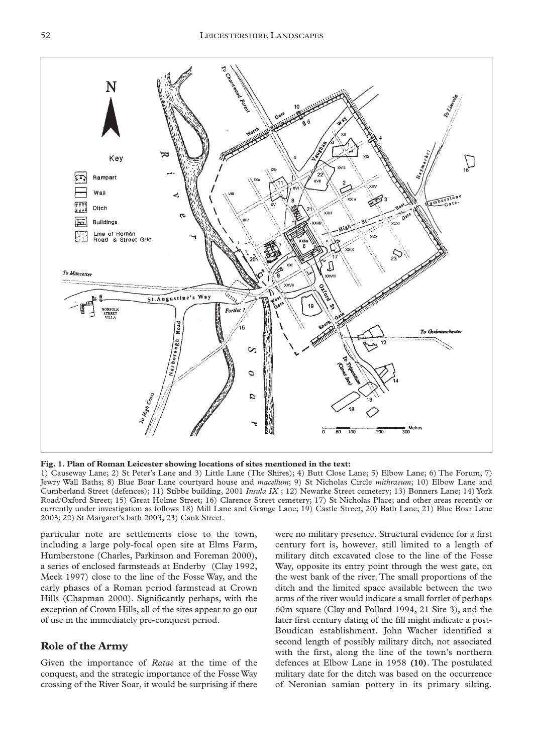**Fig. 1. Plan of Roman Leicester showing locations of sites mentioned in the text:**
1) Causeway Lane; 2) St Peter's Lane and 3) Little Lane (The Shires); 4) Butt Close Lane; 5) Elbow Lane; 6) The Forum; 7) Jewry Wall Baths; 8) Blue Boar Lane courtyard house and *macellum*; 9) St Nicholas Circle *mithraeum*; 10) Elbow Lane and Cumberland Street (defences); 11) Stibbe building, 2001 *Insula IX* ; 12) Newarke Street cemetery; 13) Bonners Lane; 14) York Road/Oxford Street; 15) Great Holme Street; 16) Clarence Street cemetery; 17) St Nicholas Place; and other areas recently or currently under investigation as follows 18) Mill Lane and Grange Lane; 19) Castle Street; 20) Bath Lane; 21) Blue Boar Lane 2003; 22) St Margaret's bath 2003; 23) Cank Street.

particular note are settlements close to the town, including a large poly-focal open site at Elms Farm, Humberstone (Charles, Parkinson and Foreman 2000), a series of enclosed farmsteads at Enderby (Clay 1992, Meek 1997) close to the line of the Fosse Way, and the early phases of a Roman period farmstead at Crown Hills (Chapman 2000). Significantly perhaps, with the exception of Crown Hills, all of the sites appear to go out of use in the immediately pre-conquest period.

## Role of the Army

Given the importance of *Ratae* at the time of the conquest, and the strategic importance of the Fosse Way crossing of the River Soar, it would be surprising if there were no military presence. Structural evidence for a first century fort is, however, still limited to a length of military ditch excavated close to the line of the Fosse Way, opposite its entry point through the west gate, on the west bank of the river. The small proportions of the ditch and the limited space available between the two arms of the river would indicate a small fortlet of perhaps 60m square (Clay and Pollard 1994, 21 Site 3), and the later first century dating of the fill might indicate a post-Boudican establishment. John Wacher identified a second length of possibly military ditch, not associated with the first, along the line of the town's northern defences at Elbow Lane in 1958 **(10)**. The postulated military date for the ditch was based on the occurrence of Neronian samian pottery in its primary silting.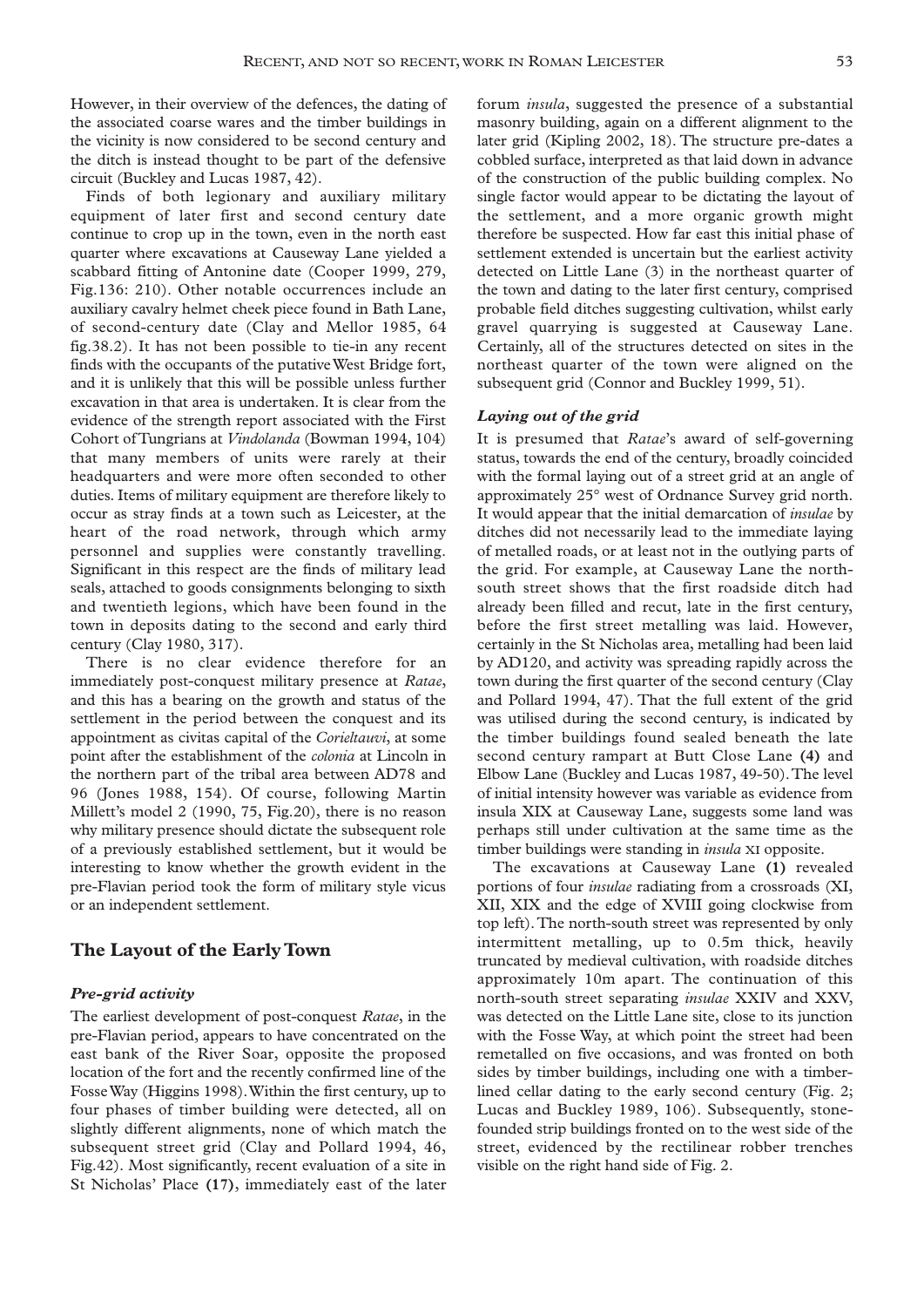However, in their overview of the defences, the dating of the associated coarse wares and the timber buildings in the vicinity is now considered to be second century and the ditch is instead thought to be part of the defensive circuit (Buckley and Lucas 1987, 42).

Finds of both legionary and auxiliary military equipment of later first and second century date continue to crop up in the town, even in the north east quarter where excavations at Causeway Lane yielded a scabbard fitting of Antonine date (Cooper 1999, 279, Fig.136: 210). Other notable occurrences include an auxiliary cavalry helmet cheek piece found in Bath Lane, of second-century date (Clay and Mellor 1985, 64 fig.38.2). It has not been possible to tie-in any recent finds with the occupants of the putative West Bridge fort, and it is unlikely that this will be possible unless further excavation in that area is undertaken. It is clear from the evidence of the strength report associated with the First Cohort of Tungrians at *Vindolanda* (Bowman 1994, 104) that many members of units were rarely at their headquarters and were more often seconded to other duties. Items of military equipment are therefore likely to occur as stray finds at a town such as Leicester, at the heart of the road network, through which army personnel and supplies were constantly travelling. Significant in this respect are the finds of military lead seals, attached to goods consignments belonging to sixth and twentieth legions, which have been found in the town in deposits dating to the second and early third century (Clay 1980, 317).

There is no clear evidence therefore for an immediately post-conquest military presence at *Ratae*, and this has a bearing on the growth and status of the settlement in the period between the conquest and its appointment as civitas capital of the *Corieltauvi*, at some point after the establishment of the *colonia* at Lincoln in the northern part of the tribal area between AD78 and 96 (Jones 1988, 154). Of course, following Martin Millett's model 2 (1990, 75, Fig.20), there is no reason why military presence should dictate the subsequent role of a previously established settlement, but it would be interesting to know whether the growth evident in the pre-Flavian period took the form of military style vicus or an independent settlement.

## The Layout of the Early Town

### *Pre-grid activity*

The earliest development of post-conquest *Ratae*, in the pre-Flavian period, appears to have concentrated on the east bank of the River Soar, opposite the proposed location of the fort and the recently confirmed line of the Fosse Way (Higgins 1998). Within the first century, up to four phases of timber building were detected, all on slightly different alignments, none of which match the subsequent street grid (Clay and Pollard 1994, 46, Fig.42). Most significantly, recent evaluation of a site in St Nicholas' Place **(17)**, immediately east of the later forum *insula*, suggested the presence of a substantial masonry building, again on a different alignment to the later grid (Kipling 2002, 18). The structure pre-dates a cobbled surface, interpreted as that laid down in advance of the construction of the public building complex. No single factor would appear to be dictating the layout of the settlement, and a more organic growth might therefore be suspected. How far east this initial phase of settlement extended is uncertain but the earliest activity detected on Little Lane (3) in the northeast quarter of the town and dating to the later first century, comprised probable field ditches suggesting cultivation, whilst early gravel quarrying is suggested at Causeway Lane. Certainly, all of the structures detected on sites in the northeast quarter of the town were aligned on the subsequent grid (Connor and Buckley 1999, 51).

### *Laying out of the grid*

It is presumed that *Ratae*'s award of self-governing status, towards the end of the century, broadly coincided with the formal laying out of a street grid at an angle of approximately 25° west of Ordnance Survey grid north. It would appear that the initial demarcation of *insulae* by ditches did not necessarily lead to the immediate laying of metalled roads, or at least not in the outlying parts of the grid. For example, at Causeway Lane the north-south street shows that the first roadside ditch had already been filled and recut, late in the first century, before the first street metalling was laid. However, certainly in the St Nicholas area, metalling had been laid by AD120, and activity was spreading rapidly across the town during the first quarter of the second century (Clay and Pollard 1994, 47). That the full extent of the grid was utilised during the second century, is indicated by the timber buildings found sealed beneath the late second century rampart at Butt Close Lane **(4)** and Elbow Lane (Buckley and Lucas 1987, 49-50). The level of initial intensity however was variable as evidence from insula XIX at Causeway Lane, suggests some land was perhaps still under cultivation at the same time as the timber buildings were standing in *insula* XI opposite.

The excavations at Causeway Lane **(1)** revealed portions of four *insulae* radiating from a crossroads (XI, XII, XIX and the edge of XVIII going clockwise from top left). The north-south street was represented by only intermittent metalling, up to 0.5m thick, heavily truncated by medieval cultivation, with roadside ditches approximately 10m apart. The continuation of this north-south street separating *insulae* XXIV and XXV, was detected on the Little Lane site, close to its junction with the Fosse Way, at which point the street had been remetalled on five occasions, and was fronted on both sides by timber buildings, including one with a timber-lined cellar dating to the early second century (Fig. 2; Lucas and Buckley 1989, 106). Subsequently, stone-founded strip buildings fronted on to the west side of the street, evidenced by the rectilinear robber trenches visible on the right hand side of Fig. 2.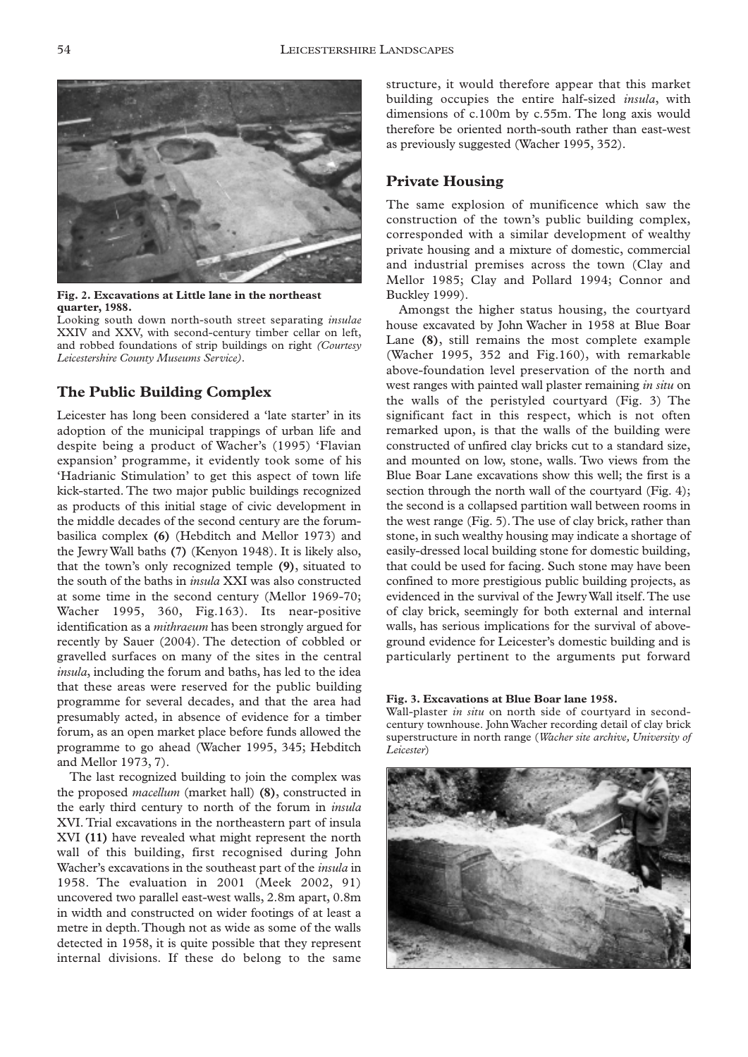**Fig. 2. Excavations at Little lane in the northeast quarter, 1988.**
Looking south down north-south street separating *insulae* XXIV and XXV, with second-century timber cellar on left, and robbed foundations of strip buildings on right *(Courtesy Leicestershire County Museums Service)*.

## The Public Building Complex

Leicester has long been considered a 'late starter' in its adoption of the municipal trappings of urban life and despite being a product of Wacher's (1995) 'Flavian expansion' programme, it evidently took some of his 'Hadrianic Stimulation' to get this aspect of town life kick-started. The two major public buildings recognized as products of this initial stage of civic development in the middle decades of the second century are the forum-basilica complex **(6)** (Hebditch and Mellor 1973) and the Jewry Wall baths **(7)** (Kenyon 1948). It is likely also, that the town's only recognized temple **(9)**, situated to the south of the baths in *insula* XXI was also constructed at some time in the second century (Mellor 1969-70; Wacher 1995, 360, Fig.163). Its near-positive identification as a *mithraeum* has been strongly argued for recently by Sauer (2004). The detection of cobbled or gravelled surfaces on many of the sites in the central *insula*, including the forum and baths, has led to the idea that these areas were reserved for the public building programme for several decades, and that the area had presumably acted, in absence of evidence for a timber forum, as an open market place before funds allowed the programme to go ahead (Wacher 1995, 345; Hebditch and Mellor 1973, 7).

The last recognized building to join the complex was the proposed *macellum* (market hall) **(8)**, constructed in the early third century to north of the forum in *insula* XVI. Trial excavations in the northeastern part of insula XVI **(11)** have revealed what might represent the north wall of this building, first recognised during John Wacher's excavations in the southeast part of the *insula* in 1958. The evaluation in 2001 (Meek 2002, 91) uncovered two parallel east-west walls, 2.8m apart, 0.8m in width and constructed on wider footings of at least a metre in depth. Though not as wide as some of the walls detected in 1958, it is quite possible that they represent internal divisions. If these do belong to the same structure, it would therefore appear that this market building occupies the entire half-sized *insula*, with dimensions of c.100m by c.55m. The long axis would therefore be oriented north-south rather than east-west as previously suggested (Wacher 1995, 352).

## Private Housing

The same explosion of munificence which saw the construction of the town's public building complex, corresponded with a similar development of wealthy private housing and a mixture of domestic, commercial and industrial premises across the town (Clay and Mellor 1985; Clay and Pollard 1994; Connor and Buckley 1999).

Amongst the higher status housing, the courtyard house excavated by John Wacher in 1958 at Blue Boar Lane **(8)**, still remains the most complete example (Wacher 1995, 352 and Fig.160), with remarkable above-foundation level preservation of the north and west ranges with painted wall plaster remaining *in situ* on the walls of the peristyled courtyard (Fig. 3) The significant fact in this respect, which is not often remarked upon, is that the walls of the building were constructed of unfired clay bricks cut to a standard size, and mounted on low, stone, walls. Two views from the Blue Boar Lane excavations show this well; the first is a section through the north wall of the courtyard (Fig. 4); the second is a collapsed partition wall between rooms in the west range (Fig. 5). The use of clay brick, rather than stone, in such wealthy housing may indicate a shortage of easily-dressed local building stone for domestic building, that could be used for facing. Such stone may have been confined to more prestigious public building projects, as evidenced in the survival of the Jewry Wall itself. The use of clay brick, seemingly for both external and internal walls, has serious implications for the survival of above-ground evidence for Leicester's domestic building and is particularly pertinent to the arguments put forward

**Fig. 3. Excavations at Blue Boar lane 1958.**
Wall-plaster *in situ* on north side of courtyard in second-century townhouse. John Wacher recording detail of clay brick superstructure in north range (*Wacher site archive, University of Leicester*)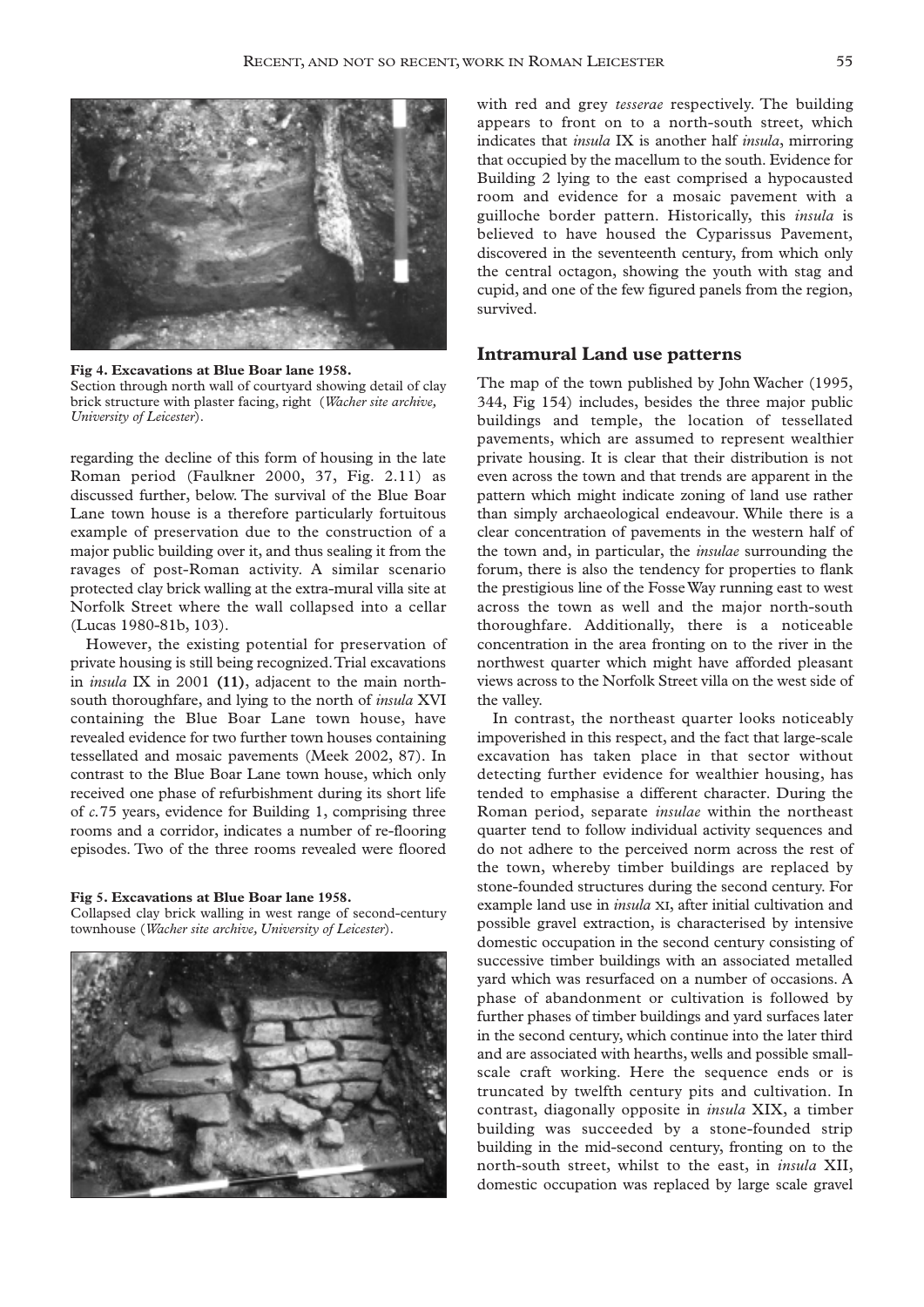**Fig 4. Excavations at Blue Boar lane 1958.**
Section through north wall of courtyard showing detail of clay brick structure with plaster facing, right (*Wacher site archive, University of Leicester*).

regarding the decline of this form of housing in the late Roman period (Faulkner 2000, 37, Fig. 2.11) as discussed further, below. The survival of the Blue Boar Lane town house is a therefore particularly fortuitous example of preservation due to the construction of a major public building over it, and thus sealing it from the ravages of post-Roman activity. A similar scenario protected clay brick walling at the extra-mural villa site at Norfolk Street where the wall collapsed into a cellar (Lucas 1980-81b, 103).

However, the existing potential for preservation of private housing is still being recognized. Trial excavations in *insula* IX in 2001 **(11)**, adjacent to the main north-south thoroughfare, and lying to the north of *insula* XVI containing the Blue Boar Lane town house, have revealed evidence for two further town houses containing tessellated and mosaic pavements (Meek 2002, 87). In contrast to the Blue Boar Lane town house, which only received one phase of refurbishment during its short life of *c.*75 years, evidence for Building 1, comprising three rooms and a corridor, indicates a number of re-flooring episodes. Two of the three rooms revealed were floored

**Fig 5. Excavations at Blue Boar lane 1958.**
Collapsed clay brick walling in west range of second-century townhouse (*Wacher site archive, University of Leicester*).

with red and grey *tesserae* respectively. The building appears to front on to a north-south street, which indicates that *insula* IX is another half *insula*, mirroring that occupied by the macellum to the south. Evidence for Building 2 lying to the east comprised a hypocausted room and evidence for a mosaic pavement with a guilloche border pattern. Historically, this *insula* is believed to have housed the Cyparissus Pavement, discovered in the seventeenth century, from which only the central octagon, showing the youth with stag and cupid, and one of the few figured panels from the region, survived.

## Intramural Land use patterns

The map of the town published by John Wacher (1995, 344, Fig 154) includes, besides the three major public buildings and temple, the location of tessellated pavements, which are assumed to represent wealthier private housing. It is clear that their distribution is not even across the town and that trends are apparent in the pattern which might indicate zoning of land use rather than simply archaeological endeavour. While there is a clear concentration of pavements in the western half of the town and, in particular, the *insulae* surrounding the forum, there is also the tendency for properties to flank the prestigious line of the Fosse Way running east to west across the town as well and the major north-south thoroughfare. Additionally, there is a noticeable concentration in the area fronting on to the river in the northwest quarter which might have afforded pleasant views across to the Norfolk Street villa on the west side of the valley.

In contrast, the northeast quarter looks noticeably impoverished in this respect, and the fact that large-scale excavation has taken place in that sector without detecting further evidence for wealthier housing, has tended to emphasise a different character. During the Roman period, separate *insulae* within the northeast quarter tend to follow individual activity sequences and do not adhere to the perceived norm across the rest of the town, whereby timber buildings are replaced by stone-founded structures during the second century. For example land use in *insula* XI, after initial cultivation and possible gravel extraction, is characterised by intensive domestic occupation in the second century consisting of successive timber buildings with an associated metalled yard which was resurfaced on a number of occasions. A phase of abandonment or cultivation is followed by further phases of timber buildings and yard surfaces later in the second century, which continue into the later third and are associated with hearths, wells and possible small-scale craft working. Here the sequence ends or is truncated by twelfth century pits and cultivation. In contrast, diagonally opposite in *insula* XIX, a timber building was succeeded by a stone-founded strip building in the mid-second century, fronting on to the north-south street, whilst to the east, in *insula* XII, domestic occupation was replaced by large scale gravel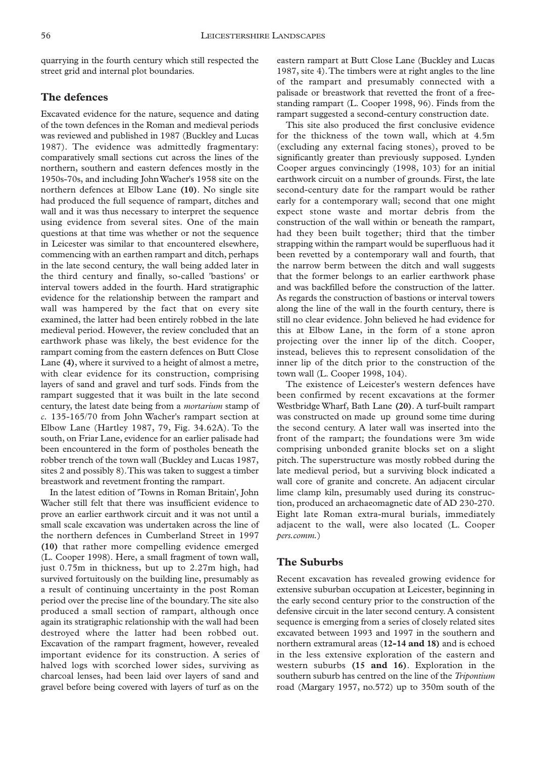quarrying in the fourth century which still respected the street grid and internal plot boundaries.

## The defences

Excavated evidence for the nature, sequence and dating of the town defences in the Roman and medieval periods was reviewed and published in 1987 (Buckley and Lucas 1987). The evidence was admittedly fragmentary: comparatively small sections cut across the lines of the northern, southern and eastern defences mostly in the 1950s-70s, and including John Wacher's 1958 site on the northern defences at Elbow Lane **(10)**. No single site had produced the full sequence of rampart, ditches and wall and it was thus necessary to interpret the sequence using evidence from several sites. One of the main questions at that time was whether or not the sequence in Leicester was similar to that encountered elsewhere, commencing with an earthen rampart and ditch, perhaps in the late second century, the wall being added later in the third century and finally, so-called 'bastions' or interval towers added in the fourth. Hard stratigraphic evidence for the relationship between the rampart and wall was hampered by the fact that on every site examined, the latter had been entirely robbed in the late medieval period. However, the review concluded that an earthwork phase was likely, the best evidence for the rampart coming from the eastern defences on Butt Close Lane **(4)**, where it survived to a height of almost a metre, with clear evidence for its construction, comprising layers of sand and gravel and turf sods. Finds from the rampart suggested that it was built in the late second century, the latest date being from a *mortarium* stamp of *c.* 135-165/70 from John Wacher's rampart section at Elbow Lane (Hartley 1987, 79, Fig. 34.62A). To the south, on Friar Lane, evidence for an earlier palisade had been encountered in the form of postholes beneath the robber trench of the town wall (Buckley and Lucas 1987, sites 2 and possibly 8). This was taken to suggest a timber breastwork and revetment fronting the rampart.

In the latest edition of 'Towns in Roman Britain', John Wacher still felt that there was insufficient evidence to prove an earlier earthwork circuit and it was not until a small scale excavation was undertaken across the line of the northern defences in Cumberland Street in 1997 **(10)** that rather more compelling evidence emerged (L. Cooper 1998). Here, a small fragment of town wall, just 0.75m in thickness, but up to 2.27m high, had survived fortuitously on the building line, presumably as a result of continuing uncertainty in the post Roman period over the precise line of the boundary. The site also produced a small section of rampart, although once again its stratigraphic relationship with the wall had been destroyed where the latter had been robbed out. Excavation of the rampart fragment, however, revealed important evidence for its construction. A series of halved logs with scorched lower sides, surviving as charcoal lenses, had been laid over layers of sand and gravel before being covered with layers of turf as on the eastern rampart at Butt Close Lane (Buckley and Lucas 1987, site 4). The timbers were at right angles to the line of the rampart and presumably connected with a palisade or breastwork that revetted the front of a free-standing rampart (L. Cooper 1998, 96). Finds from the rampart suggested a second-century construction date.

This site also produced the first conclusive evidence for the thickness of the town wall, which at 4.5m (excluding any external facing stones), proved to be significantly greater than previously supposed. Lynden Cooper argues convincingly (1998, 103) for an initial earthwork circuit on a number of grounds. First, the late second-century date for the rampart would be rather early for a contemporary wall; second that one might expect stone waste and mortar debris from the construction of the wall within or beneath the rampart, had they been built together; third that the timber strapping within the rampart would be superfluous had it been revetted by a contemporary wall and fourth, that the narrow berm between the ditch and wall suggests that the former belongs to an earlier earthwork phase and was backfilled before the construction of the latter. As regards the construction of bastions or interval towers along the line of the wall in the fourth century, there is still no clear evidence. John believed he had evidence for this at Elbow Lane, in the form of a stone apron projecting over the inner lip of the ditch. Cooper, instead, believes this to represent consolidation of the inner lip of the ditch prior to the construction of the town wall (L. Cooper 1998, 104).

The existence of Leicester's western defences have been confirmed by recent excavations at the former Westbridge Wharf, Bath Lane **(20)**. A turf-built rampart was constructed on made up ground some time during the second century. A later wall was inserted into the front of the rampart; the foundations were 3m wide comprising unbonded granite blocks set on a slight pitch. The superstructure was mostly robbed during the late medieval period, but a surviving block indicated a wall core of granite and concrete. An adjacent circular lime clamp kiln, presumably used during its construction, produced an archaeomagnetic date of AD 230-270. Eight late Roman extra-mural burials, immediately adjacent to the wall, were also located (L. Cooper *pers.comm.*)

## The Suburbs

Recent excavation has revealed growing evidence for extensive suburban occupation at Leicester, beginning in the early second century prior to the construction of the defensive circuit in the later second century. A consistent sequence is emerging from a series of closely related sites excavated between 1993 and 1997 in the southern and northern extramural areas (**12-14 and 18**) and is echoed in the less extensive exploration of the eastern and western suburbs **(15 and 16)**. Exploration in the southern suburb has centred on the line of the *Tripontium* road (Margary 1957, no.572) up to 350m south of the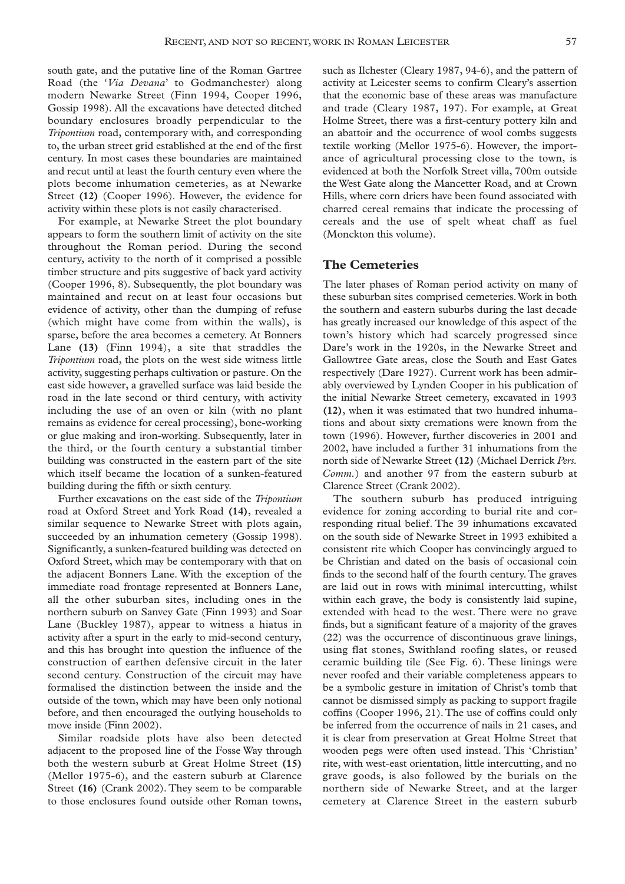south gate, and the putative line of the Roman Gartree Road (the '*Via Devana*' to Godmanchester) along modern Newarke Street (Finn 1994, Cooper 1996, Gossip 1998). All the excavations have detected ditched boundary enclosures broadly perpendicular to the *Tripontium* road, contemporary with, and corresponding to, the urban street grid established at the end of the first century. In most cases these boundaries are maintained and recut until at least the fourth century even where the plots become inhumation cemeteries, as at Newarke Street **(12)** (Cooper 1996). However, the evidence for activity within these plots is not easily characterised.

For example, at Newarke Street the plot boundary appears to form the southern limit of activity on the site throughout the Roman period. During the second century, activity to the north of it comprised a possible timber structure and pits suggestive of back yard activity (Cooper 1996, 8). Subsequently, the plot boundary was maintained and recut on at least four occasions but evidence of activity, other than the dumping of refuse (which might have come from within the walls), is sparse, before the area becomes a cemetery. At Bonners Lane **(13)** (Finn 1994), a site that straddles the *Tripontium* road, the plots on the west side witness little activity, suggesting perhaps cultivation or pasture. On the east side however, a gravelled surface was laid beside the road in the late second or third century, with activity including the use of an oven or kiln (with no plant remains as evidence for cereal processing), bone-working or glue making and iron-working. Subsequently, later in the third, or the fourth century a substantial timber building was constructed in the eastern part of the site which itself became the location of a sunken-featured building during the fifth or sixth century.

Further excavations on the east side of the *Tripontium* road at Oxford Street and York Road **(14)**, revealed a similar sequence to Newarke Street with plots again, succeeded by an inhumation cemetery (Gossip 1998). Significantly, a sunken-featured building was detected on Oxford Street, which may be contemporary with that on the adjacent Bonners Lane. With the exception of the immediate road frontage represented at Bonners Lane, all the other suburban sites, including ones in the northern suburb on Sanvey Gate (Finn 1993) and Soar Lane (Buckley 1987), appear to witness a hiatus in activity after a spurt in the early to mid-second century, and this has brought into question the influence of the construction of earthen defensive circuit in the later second century. Construction of the circuit may have formalised the distinction between the inside and the outside of the town, which may have been only notional before, and then encouraged the outlying households to move inside (Finn 2002).

Similar roadside plots have also been detected adjacent to the proposed line of the Fosse Way through both the western suburb at Great Holme Street **(15)** (Mellor 1975-6), and the eastern suburb at Clarence Street **(16)** (Crank 2002). They seem to be comparable to those enclosures found outside other Roman towns, such as Ilchester (Cleary 1987, 94-6), and the pattern of activity at Leicester seems to confirm Cleary's assertion that the economic base of these areas was manufacture and trade (Cleary 1987, 197). For example, at Great Holme Street, there was a first-century pottery kiln and an abattoir and the occurrence of wool combs suggests textile working (Mellor 1975-6). However, the importance of agricultural processing close to the town, is evidenced at both the Norfolk Street villa, 700m outside the West Gate along the Mancetter Road, and at Crown Hills, where corn driers have been found associated with charred cereal remains that indicate the processing of cereals and the use of spelt wheat chaff as fuel (Monckton this volume).

## The Cemeteries

The later phases of Roman period activity on many of these suburban sites comprised cemeteries. Work in both the southern and eastern suburbs during the last decade has greatly increased our knowledge of this aspect of the town's history which had scarcely progressed since Dare's work in the 1920s, in the Newarke Street and Gallowtree Gate areas, close the South and East Gates respectively (Dare 1927). Current work has been admirably overviewed by Lynden Cooper in his publication of the initial Newarke Street cemetery, excavated in 1993 **(12)**, when it was estimated that two hundred inhumations and about sixty cremations were known from the town (1996). However, further discoveries in 2001 and 2002, have included a further 31 inhumations from the north side of Newarke Street **(12)** (Michael Derrick *Pers. Comm.*) and another 97 from the eastern suburb at Clarence Street (Crank 2002).

The southern suburb has produced intriguing evidence for zoning according to burial rite and corresponding ritual belief. The 39 inhumations excavated on the south side of Newarke Street in 1993 exhibited a consistent rite which Cooper has convincingly argued to be Christian and dated on the basis of occasional coin finds to the second half of the fourth century. The graves are laid out in rows with minimal intercutting, whilst within each grave, the body is consistently laid supine, extended with head to the west. There were no grave finds, but a significant feature of a majority of the graves (22) was the occurrence of discontinuous grave linings, using flat stones, Swithland roofing slates, or reused ceramic building tile (See Fig. 6). These linings were never roofed and their variable completeness appears to be a symbolic gesture in imitation of Christ's tomb that cannot be dismissed simply as packing to support fragile coffins (Cooper 1996, 21). The use of coffins could only be inferred from the occurrence of nails in 21 cases, and it is clear from preservation at Great Holme Street that wooden pegs were often used instead. This 'Christian' rite, with west-east orientation, little intercutting, and no grave goods, is also followed by the burials on the northern side of Newarke Street, and at the larger cemetery at Clarence Street in the eastern suburb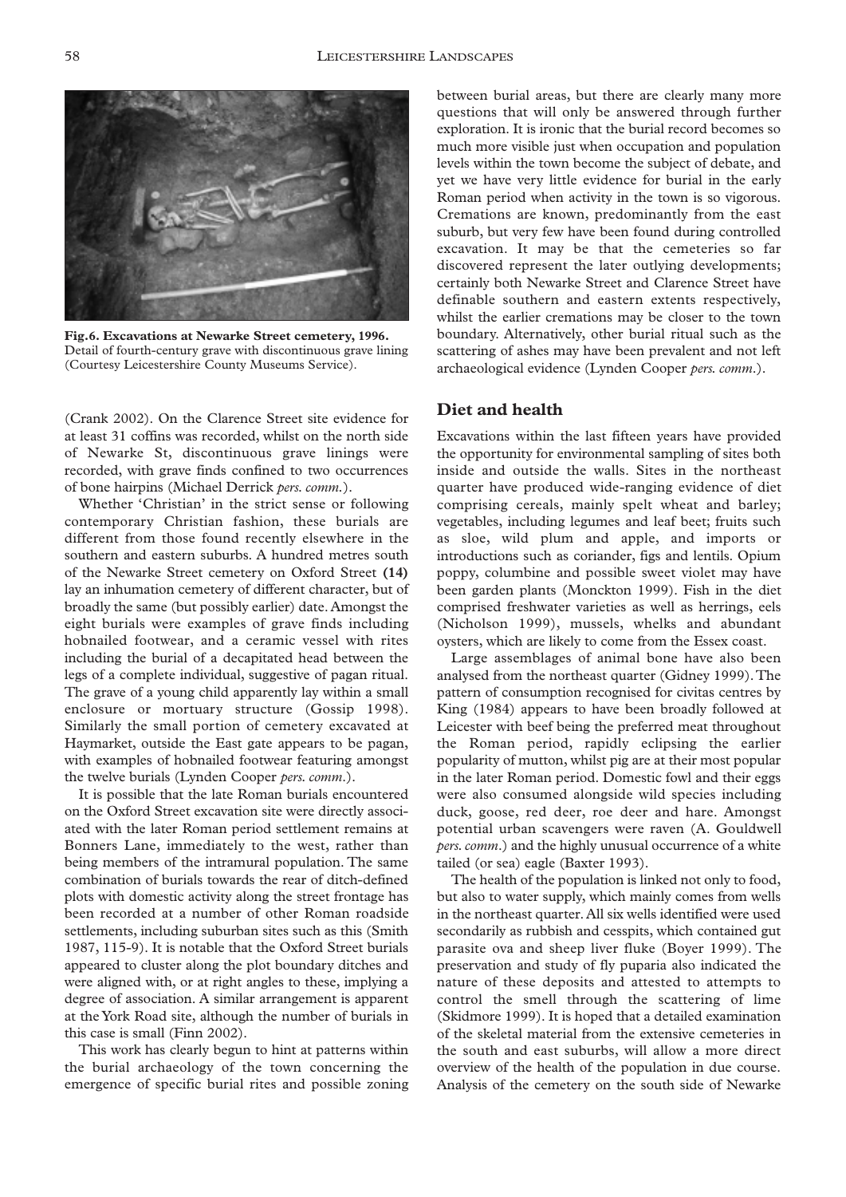**Fig.6. Excavations at Newarke Street cemetery, 1996.** Detail of fourth-century grave with discontinuous grave lining (Courtesy Leicestershire County Museums Service).

(Crank 2002). On the Clarence Street site evidence for at least 31 coffins was recorded, whilst on the north side of Newarke St, discontinuous grave linings were recorded, with grave finds confined to two occurrences of bone hairpins (Michael Derrick *pers. comm.*).

Whether 'Christian' in the strict sense or following contemporary Christian fashion, these burials are different from those found recently elsewhere in the southern and eastern suburbs. A hundred metres south of the Newarke Street cemetery on Oxford Street **(14)** lay an inhumation cemetery of different character, but of broadly the same (but possibly earlier) date. Amongst the eight burials were examples of grave finds including hobnailed footwear, and a ceramic vessel with rites including the burial of a decapitated head between the legs of a complete individual, suggestive of pagan ritual. The grave of a young child apparently lay within a small enclosure or mortuary structure (Gossip 1998). Similarly the small portion of cemetery excavated at Haymarket, outside the East gate appears to be pagan, with examples of hobnailed footwear featuring amongst the twelve burials (Lynden Cooper *pers. comm.*).

It is possible that the late Roman burials encountered on the Oxford Street excavation site were directly associated with the later Roman period settlement remains at Bonners Lane, immediately to the west, rather than being members of the intramural population. The same combination of burials towards the rear of ditch-defined plots with domestic activity along the street frontage has been recorded at a number of other Roman roadside settlements, including suburban sites such as this (Smith 1987, 115-9). It is notable that the Oxford Street burials appeared to cluster along the plot boundary ditches and were aligned with, or at right angles to these, implying a degree of association. A similar arrangement is apparent at the York Road site, although the number of burials in this case is small (Finn 2002).

This work has clearly begun to hint at patterns within the burial archaeology of the town concerning the emergence of specific burial rites and possible zoning between burial areas, but there are clearly many more questions that will only be answered through further exploration. It is ironic that the burial record becomes so much more visible just when occupation and population levels within the town become the subject of debate, and yet we have very little evidence for burial in the early Roman period when activity in the town is so vigorous. Cremations are known, predominantly from the east suburb, but very few have been found during controlled excavation. It may be that the cemeteries so far discovered represent the later outlying developments; certainly both Newarke Street and Clarence Street have definable southern and eastern extents respectively, whilst the earlier cremations may be closer to the town boundary. Alternatively, other burial ritual such as the scattering of ashes may have been prevalent and not left archaeological evidence (Lynden Cooper *pers. comm.*).

## Diet and health

Excavations within the last fifteen years have provided the opportunity for environmental sampling of sites both inside and outside the walls. Sites in the northeast quarter have produced wide-ranging evidence of diet comprising cereals, mainly spelt wheat and barley; vegetables, including legumes and leaf beet; fruits such as sloe, wild plum and apple, and imports or introductions such as coriander, figs and lentils. Opium poppy, columbine and possible sweet violet may have been garden plants (Monckton 1999). Fish in the diet comprised freshwater varieties as well as herrings, eels (Nicholson 1999), mussels, whelks and abundant oysters, which are likely to come from the Essex coast.

Large assemblages of animal bone have also been analysed from the northeast quarter (Gidney 1999). The pattern of consumption recognised for civitas centres by King (1984) appears to have been broadly followed at Leicester with beef being the preferred meat throughout the Roman period, rapidly eclipsing the earlier popularity of mutton, whilst pig are at their most popular in the later Roman period. Domestic fowl and their eggs were also consumed alongside wild species including duck, goose, red deer, roe deer and hare. Amongst potential urban scavengers were raven (A. Gouldwell *pers. comm.*) and the highly unusual occurrence of a white tailed (or sea) eagle (Baxter 1993).

The health of the population is linked not only to food, but also to water supply, which mainly comes from wells in the northeast quarter. All six wells identified were used secondarily as rubbish and cesspits, which contained gut parasite ova and sheep liver fluke (Boyer 1999). The preservation and study of fly puparia also indicated the nature of these deposits and attested to attempts to control the smell through the scattering of lime (Skidmore 1999). It is hoped that a detailed examination of the skeletal material from the extensive cemeteries in the south and east suburbs, will allow a more direct overview of the health of the population in due course. Analysis of the cemetery on the south side of Newarke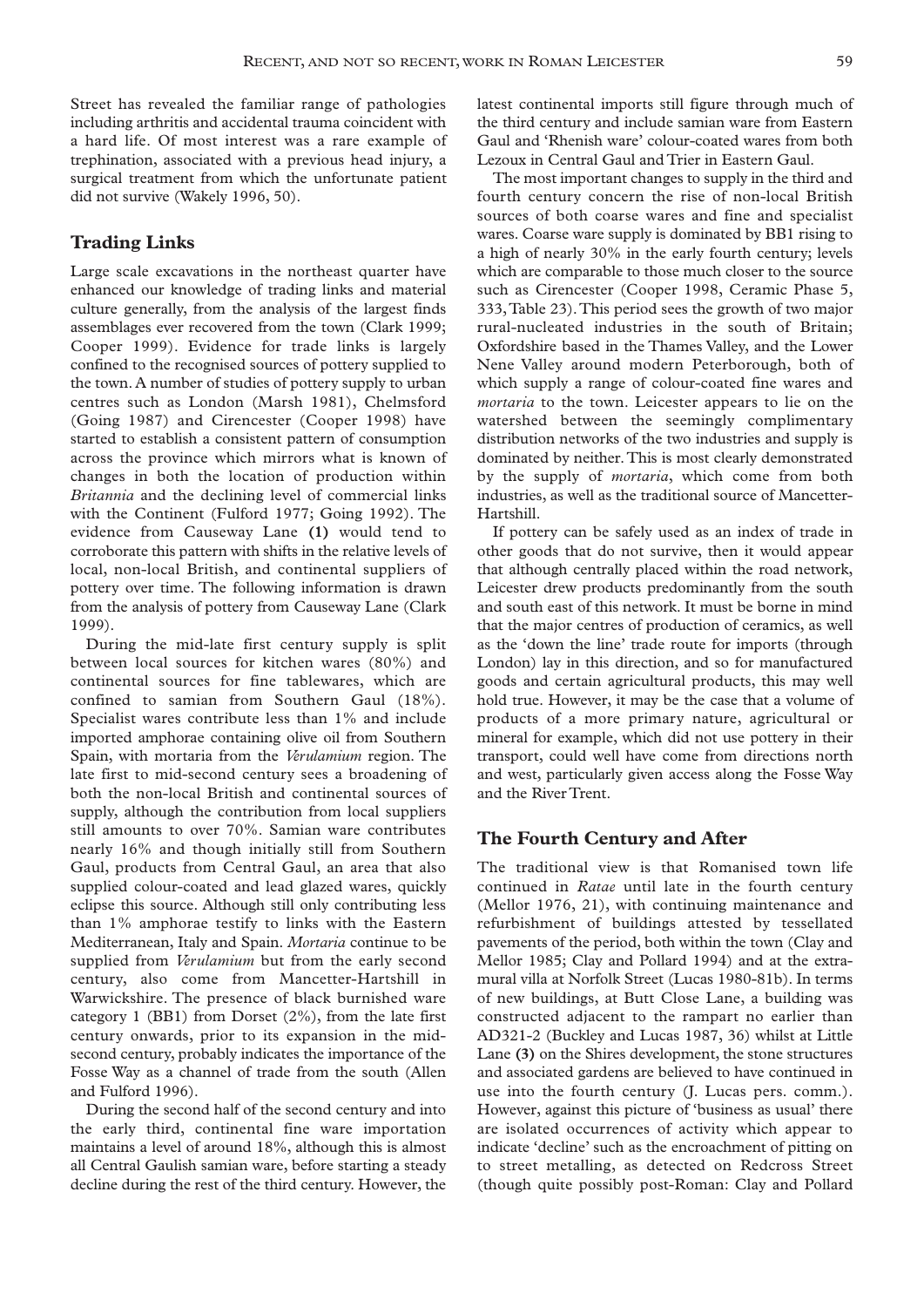Street has revealed the familiar range of pathologies including arthritis and accidental trauma coincident with a hard life. Of most interest was a rare example of trephination, associated with a previous head injury, a surgical treatment from which the unfortunate patient did not survive (Wakely 1996, 50).

## Trading Links

Large scale excavations in the northeast quarter have enhanced our knowledge of trading links and material culture generally, from the analysis of the largest finds assemblages ever recovered from the town (Clark 1999; Cooper 1999). Evidence for trade links is largely confined to the recognised sources of pottery supplied to the town. A number of studies of pottery supply to urban centres such as London (Marsh 1981), Chelmsford (Going 1987) and Cirencester (Cooper 1998) have started to establish a consistent pattern of consumption across the province which mirrors what is known of changes in both the location of production within *Britannia* and the declining level of commercial links with the Continent (Fulford 1977; Going 1992). The evidence from Causeway Lane **(1)** would tend to corroborate this pattern with shifts in the relative levels of local, non-local British, and continental suppliers of pottery over time. The following information is drawn from the analysis of pottery from Causeway Lane (Clark 1999).

During the mid-late first century supply is split between local sources for kitchen wares (80%) and continental sources for fine tablewares, which are confined to samian from Southern Gaul (18%). Specialist wares contribute less than 1% and include imported amphorae containing olive oil from Southern Spain, with mortaria from the *Verulamium* region. The late first to mid-second century sees a broadening of both the non-local British and continental sources of supply, although the contribution from local suppliers still amounts to over 70%. Samian ware contributes nearly 16% and though initially still from Southern Gaul, products from Central Gaul, an area that also supplied colour-coated and lead glazed wares, quickly eclipse this source. Although still only contributing less than 1% amphorae testify to links with the Eastern Mediterranean, Italy and Spain. *Mortaria* continue to be supplied from *Verulamium* but from the early second century, also come from Mancetter-Hartshill in Warwickshire. The presence of black burnished ware category 1 (BB1) from Dorset (2%), from the late first century onwards, prior to its expansion in the mid-second century, probably indicates the importance of the Fosse Way as a channel of trade from the south (Allen and Fulford 1996).

During the second half of the second century and into the early third, continental fine ware importation maintains a level of around 18%, although this is almost all Central Gaulish samian ware, before starting a steady decline during the rest of the third century. However, the latest continental imports still figure through much of the third century and include samian ware from Eastern Gaul and 'Rhenish ware' colour-coated wares from both Lezoux in Central Gaul and Trier in Eastern Gaul.

The most important changes to supply in the third and fourth century concern the rise of non-local British sources of both coarse wares and fine and specialist wares. Coarse ware supply is dominated by BB1 rising to a high of nearly 30% in the early fourth century; levels which are comparable to those much closer to the source such as Cirencester (Cooper 1998, Ceramic Phase 5, 333, Table 23). This period sees the growth of two major rural-nucleated industries in the south of Britain; Oxfordshire based in the Thames Valley, and the Lower Nene Valley around modern Peterborough, both of which supply a range of colour-coated fine wares and *mortaria* to the town. Leicester appears to lie on the watershed between the seemingly complimentary distribution networks of the two industries and supply is dominated by neither. This is most clearly demonstrated by the supply of *mortaria*, which come from both industries, as well as the traditional source of Mancetter-Hartshill.

If pottery can be safely used as an index of trade in other goods that do not survive, then it would appear that although centrally placed within the road network, Leicester drew products predominantly from the south and south east of this network. It must be borne in mind that the major centres of production of ceramics, as well as the 'down the line' trade route for imports (through London) lay in this direction, and so for manufactured goods and certain agricultural products, this may well hold true. However, it may be the case that a volume of products of a more primary nature, agricultural or mineral for example, which did not use pottery in their transport, could well have come from directions north and west, particularly given access along the Fosse Way and the River Trent.

## The Fourth Century and After

The traditional view is that Romanised town life continued in *Ratae* until late in the fourth century (Mellor 1976, 21), with continuing maintenance and refurbishment of buildings attested by tessellated pavements of the period, both within the town (Clay and Mellor 1985; Clay and Pollard 1994) and at the extra-mural villa at Norfolk Street (Lucas 1980-81b). In terms of new buildings, at Butt Close Lane, a building was constructed adjacent to the rampart no earlier than AD321-2 (Buckley and Lucas 1987, 36) whilst at Little Lane **(3)** on the Shires development, the stone structures and associated gardens are believed to have continued in use into the fourth century (J. Lucas pers. comm.). However, against this picture of 'business as usual' there are isolated occurrences of activity which appear to indicate 'decline' such as the encroachment of pitting on to street metalling, as detected on Redcross Street (though quite possibly post-Roman: Clay and Pollard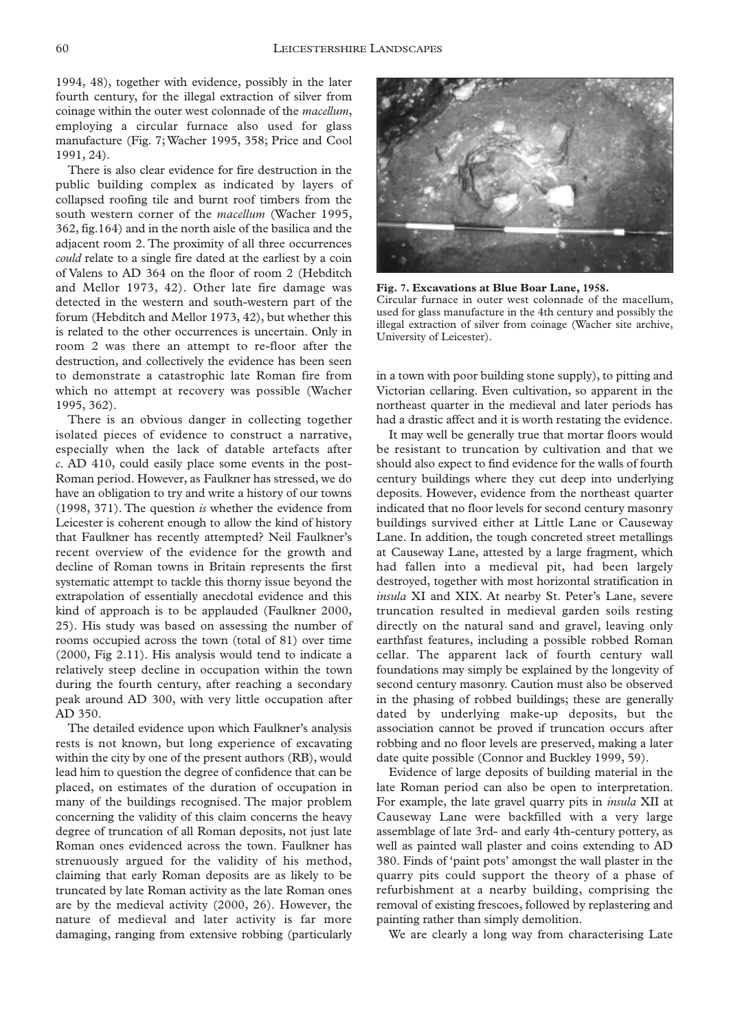1994, 48), together with evidence, possibly in the later fourth century, for the illegal extraction of silver from coinage within the outer west colonnade of the *macellum*, employing a circular furnace also used for glass manufacture (Fig. 7; Wacher 1995, 358; Price and Cool 1991, 24).

There is also clear evidence for fire destruction in the public building complex as indicated by layers of collapsed roofing tile and burnt roof timbers from the south western corner of the *macellum* (Wacher 1995, 362, fig.164) and in the north aisle of the basilica and the adjacent room 2. The proximity of all three occurrences *could* relate to a single fire dated at the earliest by a coin of Valens to AD 364 on the floor of room 2 (Hebditch and Mellor 1973, 42). Other late fire damage was detected in the western and south-western part of the forum (Hebditch and Mellor 1973, 42), but whether this is related to the other occurrences is uncertain. Only in room 2 was there an attempt to re-floor after the destruction, and collectively the evidence has been seen to demonstrate a catastrophic late Roman fire from which no attempt at recovery was possible (Wacher 1995, 362).

There is an obvious danger in collecting together isolated pieces of evidence to construct a narrative, especially when the lack of datable artefacts after *c.* AD 410, could easily place some events in the post-Roman period. However, as Faulkner has stressed, we do have an obligation to try and write a history of our towns (1998, 371). The question *is* whether the evidence from Leicester is coherent enough to allow the kind of history that Faulkner has recently attempted? Neil Faulkner's recent overview of the evidence for the growth and decline of Roman towns in Britain represents the first systematic attempt to tackle this thorny issue beyond the extrapolation of essentially anecdotal evidence and this kind of approach is to be applauded (Faulkner 2000, 25). His study was based on assessing the number of rooms occupied across the town (total of 81) over time (2000, Fig 2.11). His analysis would tend to indicate a relatively steep decline in occupation within the town during the fourth century, after reaching a secondary peak around AD 300, with very little occupation after AD 350.

The detailed evidence upon which Faulkner's analysis rests is not known, but long experience of excavating within the city by one of the present authors (RB), would lead him to question the degree of confidence that can be placed, on estimates of the duration of occupation in many of the buildings recognised. The major problem concerning the validity of this claim concerns the heavy degree of truncation of all Roman deposits, not just late Roman ones evidenced across the town. Faulkner has strenuously argued for the validity of his method, claiming that early Roman deposits are as likely to be truncated by late Roman activity as the late Roman ones are by the medieval activity (2000, 26). However, the nature of medieval and later activity is far more damaging, ranging from extensive robbing (particularly in a town with poor building stone supply), to pitting and Victorian cellaring. Even cultivation, so apparent in the northeast quarter in the medieval and later periods has had a drastic affect and it is worth restating the evidence.

**Fig. 7. Excavations at Blue Boar Lane, 1958.**
Circular furnace in outer west colonnade of the macellum, used for glass manufacture in the 4th century and possibly the illegal extraction of silver from coinage (Wacher site archive, University of Leicester).

It may well be generally true that mortar floors would be resistant to truncation by cultivation and that we should also expect to find evidence for the walls of fourth century buildings where they cut deep into underlying deposits. However, evidence from the northeast quarter indicated that no floor levels for second century masonry buildings survived either at Little Lane or Causeway Lane. In addition, the tough concreted street metallings at Causeway Lane, attested by a large fragment, which had fallen into a medieval pit, had been largely destroyed, together with most horizontal stratification in *insula* XI and XIX. At nearby St. Peter's Lane, severe truncation resulted in medieval garden soils resting directly on the natural sand and gravel, leaving only earthfast features, including a possible robbed Roman cellar. The apparent lack of fourth century wall foundations may simply be explained by the longevity of second century masonry. Caution must also be observed in the phasing of robbed buildings; these are generally dated by underlying make-up deposits, but the association cannot be proved if truncation occurs after robbing and no floor levels are preserved, making a later date quite possible (Connor and Buckley 1999, 59).

Evidence of large deposits of building material in the late Roman period can also be open to interpretation. For example, the late gravel quarry pits in *insula* XII at Causeway Lane were backfilled with a very large assemblage of late 3rd- and early 4th-century pottery, as well as painted wall plaster and coins extending to AD 380. Finds of 'paint pots' amongst the wall plaster in the quarry pits could support the theory of a phase of refurbishment at a nearby building, comprising the removal of existing frescoes, followed by replastering and painting rather than simply demolition.

We are clearly a long way from characterising Late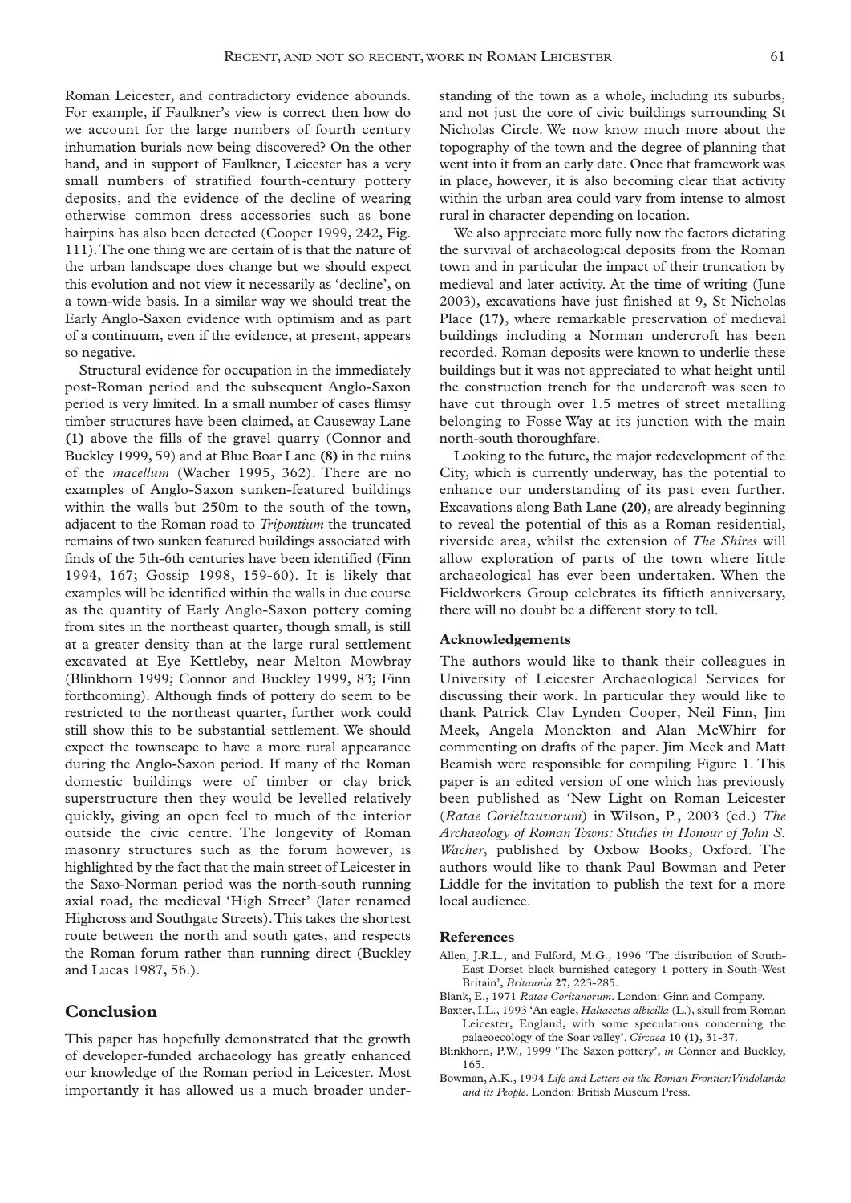Roman Leicester, and contradictory evidence abounds. For example, if Faulkner's view is correct then how do we account for the large numbers of fourth century inhumation burials now being discovered? On the other hand, and in support of Faulkner, Leicester has a very small numbers of stratified fourth-century pottery deposits, and the evidence of the decline of wearing otherwise common dress accessories such as bone hairpins has also been detected (Cooper 1999, 242, Fig. 111). The one thing we are certain of is that the nature of the urban landscape does change but we should expect this evolution and not view it necessarily as 'decline', on a town-wide basis. In a similar way we should treat the Early Anglo-Saxon evidence with optimism and as part of a continuum, even if the evidence, at present, appears so negative.

Structural evidence for occupation in the immediately post-Roman period and the subsequent Anglo-Saxon period is very limited. In a small number of cases flimsy timber structures have been claimed, at Causeway Lane **(1)** above the fills of the gravel quarry (Connor and Buckley 1999, 59) and at Blue Boar Lane **(8)** in the ruins of the *macellum* (Wacher 1995, 362). There are no examples of Anglo-Saxon sunken-featured buildings within the walls but 250m to the south of the town, adjacent to the Roman road to *Tripontium* the truncated remains of two sunken featured buildings associated with finds of the 5th-6th centuries have been identified (Finn 1994, 167; Gossip 1998, 159-60). It is likely that examples will be identified within the walls in due course as the quantity of Early Anglo-Saxon pottery coming from sites in the northeast quarter, though small, is still at a greater density than at the large rural settlement excavated at Eye Kettleby, near Melton Mowbray (Blinkhorn 1999; Connor and Buckley 1999, 83; Finn forthcoming). Although finds of pottery do seem to be restricted to the northeast quarter, further work could still show this to be substantial settlement. We should expect the townscape to have a more rural appearance during the Anglo-Saxon period. If many of the Roman domestic buildings were of timber or clay brick superstructure then they would be levelled relatively quickly, giving an open feel to much of the interior outside the civic centre. The longevity of Roman masonry structures such as the forum however, is highlighted by the fact that the main street of Leicester in the Saxo-Norman period was the north-south running axial road, the medieval 'High Street' (later renamed Highcross and Southgate Streets). This takes the shortest route between the north and south gates, and respects the Roman forum rather than running direct (Buckley and Lucas 1987, 56.).

## Conclusion

This paper has hopefully demonstrated that the growth of developer-funded archaeology has greatly enhanced our knowledge of the Roman period in Leicester. Most importantly it has allowed us a much broader understanding of the town as a whole, including its suburbs, and not just the core of civic buildings surrounding St Nicholas Circle. We now know much more about the topography of the town and the degree of planning that went into it from an early date. Once that framework was in place, however, it is also becoming clear that activity within the urban area could vary from intense to almost rural in character depending on location.

We also appreciate more fully now the factors dictating the survival of archaeological deposits from the Roman town and in particular the impact of their truncation by medieval and later activity. At the time of writing (June 2003), excavations have just finished at 9, St Nicholas Place **(17)**, where remarkable preservation of medieval buildings including a Norman undercroft has been recorded. Roman deposits were known to underlie these buildings but it was not appreciated to what height until the construction trench for the undercroft was seen to have cut through over 1.5 metres of street metalling belonging to Fosse Way at its junction with the main north-south thoroughfare.

Looking to the future, the major redevelopment of the City, which is currently underway, has the potential to enhance our understanding of its past even further. Excavations along Bath Lane **(20)**, are already beginning to reveal the potential of this as a Roman residential, riverside area, whilst the extension of *The Shires* will allow exploration of parts of the town where little archaeological has ever been undertaken. When the Fieldworkers Group celebrates its fiftieth anniversary, there will no doubt be a different story to tell.

### Acknowledgements

The authors would like to thank their colleagues in University of Leicester Archaeological Services for discussing their work. In particular they would like to thank Patrick Clay Lynden Cooper, Neil Finn, Jim Meek, Angela Monckton and Alan McWhirr for commenting on drafts of the paper. Jim Meek and Matt Beamish were responsible for compiling Figure 1. This paper is an edited version of one which has previously been published as 'New Light on Roman Leicester (*Ratae Corieltauvorum*) in Wilson, P., 2003 (ed.) *The Archaeology of Roman Towns: Studies in Honour of John S. Wacher*, published by Oxbow Books, Oxford. The authors would like to thank Paul Bowman and Peter Liddle for the invitation to publish the text for a more local audience.

### References

Allen, J.R.L., and Fulford, M.G., 1996 'The distribution of South-East Dorset black burnished category 1 pottery in South-West Britain', *Britannia* **27**, 223-285.

Blank, E., 1971 *Ratae Coritanorum*. London: Ginn and Company.

Baxter, I.L., 1993 'An eagle, *Haliaeetus albicilla* (L.), skull from Roman Leicester, England, with some speculations concerning the palaeoecology of the Soar valley'. *Circaea* **10 (1)**, 31-37.

Blinkhorn, P.W., 1999 'The Saxon pottery', *in* Connor and Buckley, 165.

Bowman, A.K., 1994 *Life and Letters on the Roman Frontier: Vindolanda and its People*. London: British Museum Press.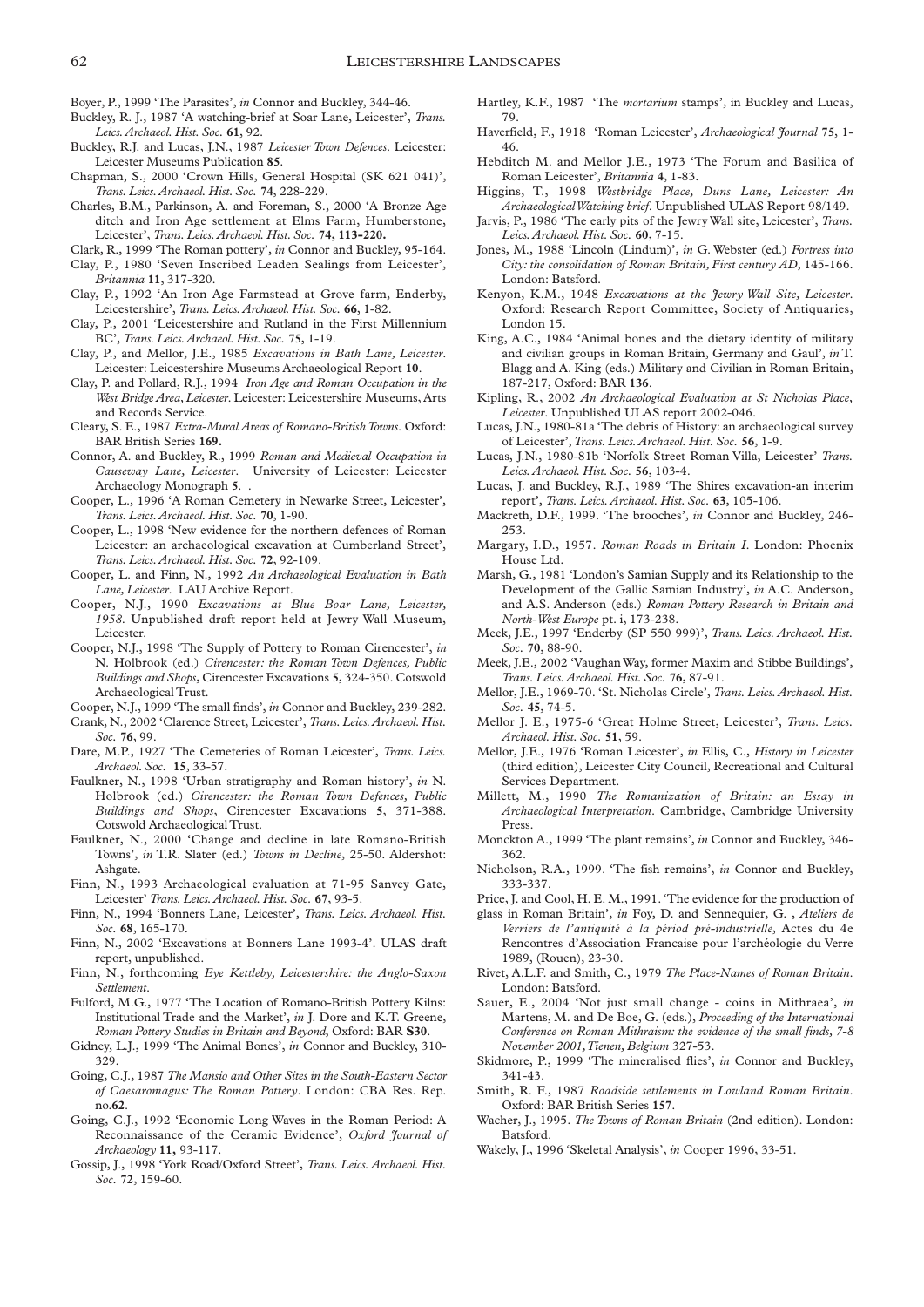Boyer, P., 1999 'The Parasites', *in* Connor and Buckley, 344-46.

Buckley, R. J., 1987 'A watching-brief at Soar Lane, Leicester', *Trans. Leics. Archaeol. Hist. Soc.* **61**, 92.

Buckley, R.J. and Lucas, J.N., 1987 *Leicester Town Defences*. Leicester: Leicester Museums Publication **85**.

Chapman, S., 2000 'Crown Hills, General Hospital (SK 621 041)', *Trans. Leics. Archaeol. Hist. Soc.* **74**, 228-229.

Charles, B.M., Parkinson, A. and Foreman, S., 2000 'A Bronze Age ditch and Iron Age settlement at Elms Farm, Humberstone, Leicester', *Trans. Leics. Archaeol. Hist. Soc.* **74, 113-220.**

Clark, R., 1999 'The Roman pottery', *in* Connor and Buckley, 95-164.

Clay, P., 1980 'Seven Inscribed Leaden Sealings from Leicester', *Britannia* **11**, 317-320.

Clay, P., 1992 'An Iron Age Farmstead at Grove farm, Enderby, Leicestershire', *Trans. Leics. Archaeol. Hist. Soc.* **66**, 1-82.

Clay, P., 2001 'Leicestershire and Rutland in the First Millennium BC', *Trans. Leics. Archaeol. Hist. Soc.* **75**, 1-19.

Clay, P., and Mellor, J.E., 1985 *Excavations in Bath Lane, Leicester*. Leicester: Leicestershire Museums Archaeological Report **10**.

Clay, P. and Pollard, R.J., 1994 *Iron Age and Roman Occupation in the West Bridge Area, Leicester*. Leicester: Leicestershire Museums, Arts and Records Service.

Cleary, S. E., 1987 *Extra-Mural Areas of Romano-British Towns*. Oxford: BAR British Series **169.**

Connor, A. and Buckley, R., 1999 *Roman and Medieval Occupation in Causeway Lane, Leicester*. University of Leicester: Leicester Archaeology Monograph **5**. .

Cooper, L., 1996 'A Roman Cemetery in Newarke Street, Leicester', *Trans. Leics. Archaeol. Hist. Soc.* **70**, 1-90.

Cooper, L., 1998 'New evidence for the northern defences of Roman Leicester: an archaeological excavation at Cumberland Street', *Trans. Leics. Archaeol. Hist. Soc.* **72**, 92-109.

Cooper, L. and Finn, N., 1992 *An Archaeological Evaluation in Bath Lane, Leicester*. LAU Archive Report.

Cooper, N.J., 1990 *Excavations at Blue Boar Lane, Leicester, 1958*. Unpublished draft report held at Jewry Wall Museum, Leicester.

Cooper, N.J., 1998 'The Supply of Pottery to Roman Cirencester', *in* N. Holbrook (ed.) *Cirencester: the Roman Town Defences, Public Buildings and Shops*, Cirencester Excavations **5**, 324-350. Cotswold Archaeological Trust.

Cooper, N.J., 1999 'The small finds', *in* Connor and Buckley, 239-282.

Crank, N., 2002 'Clarence Street, Leicester', *Trans. Leics. Archaeol. Hist. Soc.* **76**, 99.

Dare, M.P., 1927 'The Cemeteries of Roman Leicester', *Trans. Leics. Archaeol. Soc.* **15**, 33-57.

Faulkner, N., 1998 'Urban stratigraphy and Roman history', *in* N. Holbrook (ed.) *Cirencester: the Roman Town Defences, Public Buildings and Shops*, Cirencester Excavations **5**, 371-388. Cotswold Archaeological Trust.

Faulkner, N., 2000 'Change and decline in late Romano-British Towns', *in* T.R. Slater (ed.) *Towns in Decline*, 25-50. Aldershot: Ashgate.

Finn, N., 1993 Archaeological evaluation at 71-95 Sanvey Gate, Leicester' *Trans. Leics. Archaeol. Hist. Soc.* **67**, 93-5.

Finn, N., 1994 'Bonners Lane, Leicester', *Trans. Leics. Archaeol. Hist. Soc.* **68**, 165-170.

Finn, N., 2002 'Excavations at Bonners Lane 1993-4'. ULAS draft report, unpublished.

Finn, N., forthcoming *Eye Kettleby, Leicestershire: the Anglo-Saxon Settlement*.

Fulford, M.G., 1977 'The Location of Romano-British Pottery Kilns: Institutional Trade and the Market', *in* J. Dore and K.T. Greene, *Roman Pottery Studies in Britain and Beyond*, Oxford: BAR **S30**.

Gidney, L.J., 1999 'The Animal Bones', *in* Connor and Buckley, 310-329.

Going, C.J., 1987 *The Mansio and Other Sites in the South-Eastern Sector of Caesaromagus: The Roman Pottery*. London: CBA Res. Rep. no.**62**.

Going, C.J., 1992 'Economic Long Waves in the Roman Period: A Reconnaissance of the Ceramic Evidence', *Oxford Journal of Archaeology* **11,** 93-117.

Gossip, J., 1998 'York Road/Oxford Street', *Trans. Leics. Archaeol. Hist. Soc.* **72**, 159-60.

Hartley, K.F., 1987 'The *mortarium* stamps', in Buckley and Lucas, 79.

Haverfield, F., 1918 'Roman Leicester', *Archaeological Journal* **75**, 1-46.

Hebditch M. and Mellor J.E., 1973 'The Forum and Basilica of Roman Leicester', *Britannia* **4**, 1-83.

Higgins, T., 1998 *Westbridge Place, Duns Lane, Leicester: An Archaeological Watching brief*. Unpublished ULAS Report 98/149.

Jarvis, P., 1986 'The early pits of the Jewry Wall site, Leicester', *Trans. Leics. Archaeol. Hist. Soc.* **60**, 7-15.

Jones, M., 1988 'Lincoln (Lindum)', *in* G. Webster (ed.) *Fortress into City: the consolidation of Roman Britain, First century AD*, 145-166. London: Batsford.

Kenyon, K.M., 1948 *Excavations at the Jewry Wall Site, Leicester*. Oxford: Research Report Committee, Society of Antiquaries, London 15.

King, A.C., 1984 'Animal bones and the dietary identity of military and civilian groups in Roman Britain, Germany and Gaul', *in* T. Blagg and A. King (eds.) Military and Civilian in Roman Britain, 187-217, Oxford: BAR **136**.

Kipling, R., 2002 *An Archaeological Evaluation at St Nicholas Place, Leicester*. Unpublished ULAS report 2002-046.

Lucas, J.N., 1980-81a 'The debris of History: an archaeological survey of Leicester', *Trans. Leics. Archaeol. Hist. Soc.* **56**, 1-9.

Lucas, J.N., 1980-81b 'Norfolk Street Roman Villa, Leicester' *Trans. Leics. Archaeol. Hist. Soc.* **56**, 103-4.

Lucas, J. and Buckley, R.J., 1989 'The Shires excavation-an interim report', *Trans. Leics. Archaeol. Hist. Soc.* **63**, 105-106.

Mackreth, D.F., 1999. 'The brooches', *in* Connor and Buckley, 246-253.

Margary, I.D., 1957. *Roman Roads in Britain I*. London: Phoenix House Ltd.

Marsh, G., 1981 'London's Samian Supply and its Relationship to the Development of the Gallic Samian Industry', *in* A.C. Anderson, and A.S. Anderson (eds.) *Roman Pottery Research in Britain and North-West Europe* pt. i, 173-238.

Meek, J.E., 1997 'Enderby (SP 550 999)', *Trans. Leics. Archaeol. Hist. Soc.* **70**, 88-90.

Meek, J.E., 2002 'Vaughan Way, former Maxim and Stibbe Buildings', *Trans. Leics. Archaeol. Hist. Soc.* **76**, 87-91.

Mellor, J.E., 1969-70. 'St. Nicholas Circle', *Trans. Leics. Archaeol. Hist. Soc.* **45**, 74-5.

Mellor J. E., 1975-6 'Great Holme Street, Leicester', *Trans. Leics. Archaeol. Hist. Soc.* **51**, 59.

Mellor, J.E., 1976 'Roman Leicester', *in* Ellis, C., *History in Leicester* (third edition), Leicester City Council, Recreational and Cultural Services Department.

Millett, M., 1990 *The Romanization of Britain: an Essay in Archaeological Interpretation*. Cambridge, Cambridge University Press.

Monckton A., 1999 'The plant remains', *in* Connor and Buckley, 346-362.

Nicholson, R.A., 1999. 'The fish remains', *in* Connor and Buckley, 333-337.

Price, J. and Cool, H. E. M., 1991. 'The evidence for the production of glass in Roman Britain', *in* Foy, D. and Sennequier, G. , *Ateliers de Verriers de l'antiquité à la périod pré-industrielle*, Actes du 4e Rencontres d'Association Francaise pour l'archéologie du Verre 1989, (Rouen), 23-30.

Rivet, A.L.F. and Smith, C., 1979 *The Place-Names of Roman Britain*. London: Batsford.

Sauer, E., 2004 'Not just small change - coins in Mithraea', *in* Martens, M. and De Boe, G. (eds.), *Proceeding of the International Conference on Roman Mithraism: the evidence of the small finds, 7-8 November 2001, Tienen, Belgium* 327-53.

Skidmore, P., 1999 'The mineralised flies', *in* Connor and Buckley, 341-43.

Smith, R. F., 1987 *Roadside settlements in Lowland Roman Britain*. Oxford: BAR British Series **157**.

Wacher, J., 1995. *The Towns of Roman Britain* (2nd edition). London: Batsford.

Wakely, J., 1996 'Skeletal Analysis', *in* Cooper 1996, 33-51.